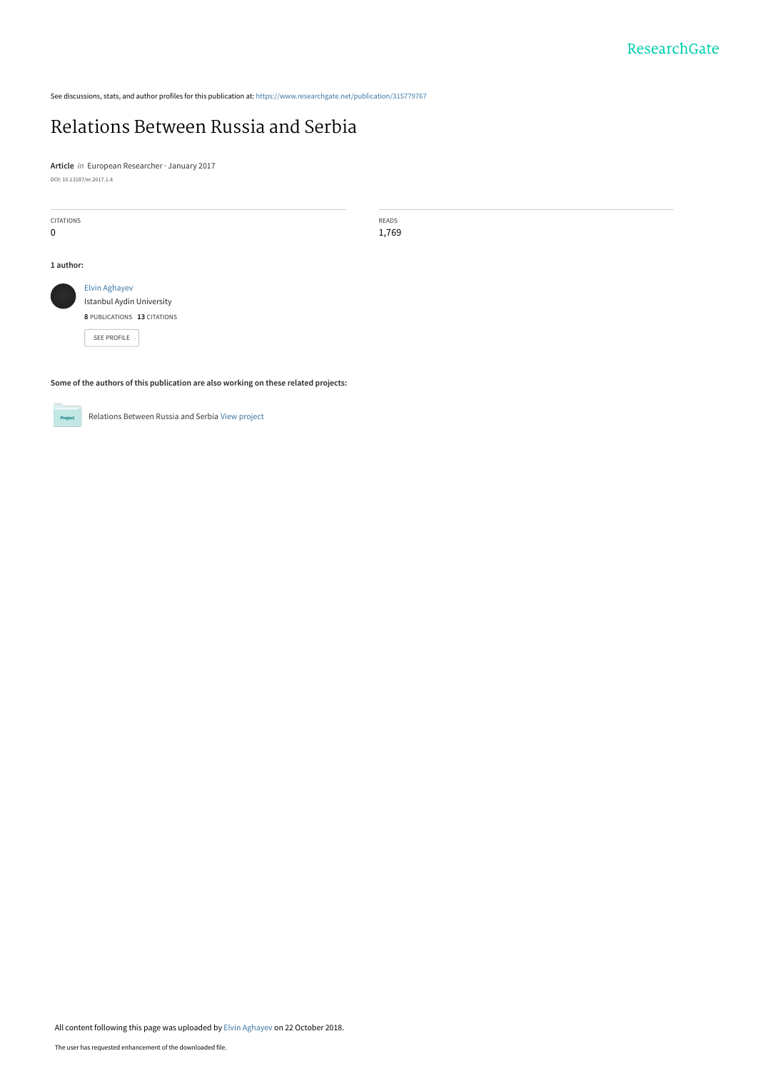See discussions, stats, and author profiles for this publication at: https://www.researchgate.net/publication/315779767

# Relations Between Russia and Serbia

**Article** *in* European Researcher · January 2017

DOI: 10.13187/er.2017.1.4

| CITATIONS | READS |
| --- | --- |
| 0 | 1,769 |

**1 author:**

Elvin Aghayev
Istanbul Aydin University
**8** PUBLICATIONS **13** CITATIONS

SEE PROFILE

**Some of the authors of this publication are also working on these related projects:**

Relations Between Russia and Serbia View project

All content following this page was uploaded by Elvin Aghayev on 22 October 2018.

The user has requested enhancement of the downloaded file.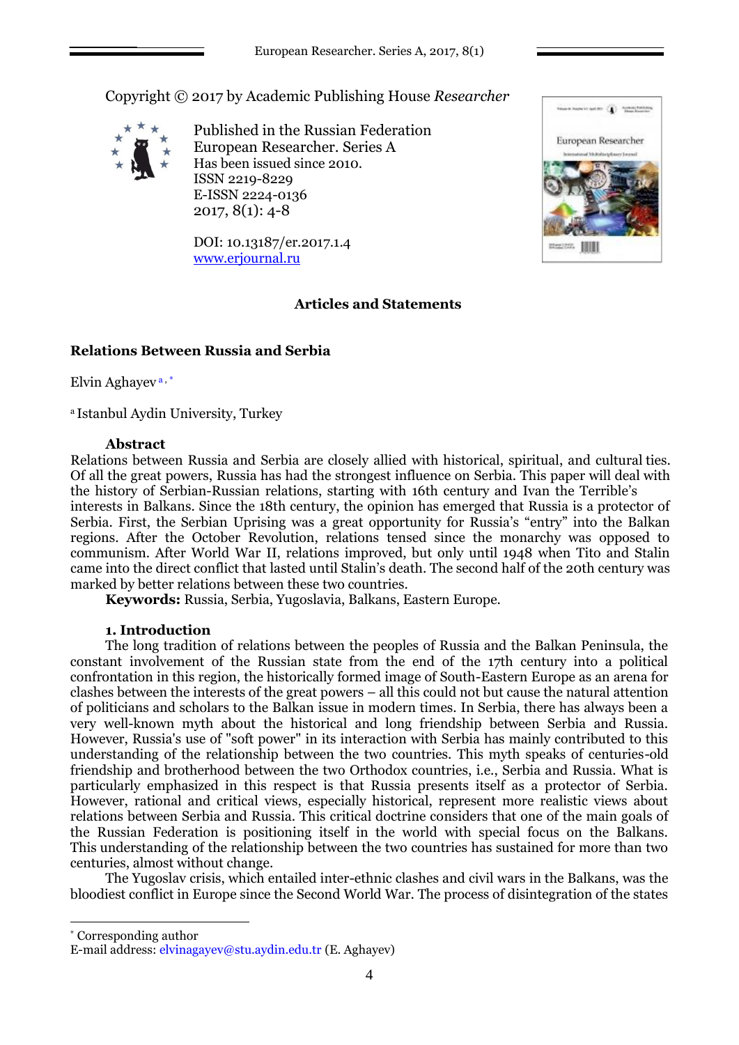Copyright © 2017 by Academic Publishing House *Researcher*

Published in the Russian Federation
European Researcher. Series A
Has been issued since 2010.
ISSN 2219-8229
E-ISSN 2224-0136
2017, 8(1): 4-8

DOI: 10.13187/er.2017.1.4
www.erjournal.ru

**Articles and Statements**

# Relations Between Russia and Serbia

Elvin Aghayev [a, *]

[a] Istanbul Aydin University, Turkey

**Abstract**

Relations between Russia and Serbia are closely allied with historical, spiritual, and cultural ties. Of all the great powers, Russia has had the strongest influence on Serbia. This paper will deal with the history of Serbian-Russian relations, starting with 16th century and Ivan the Terrible's interests in Balkans. Since the 18th century, the opinion has emerged that Russia is a protector of Serbia. First, the Serbian Uprising was a great opportunity for Russia's "entry" into the Balkan regions. After the October Revolution, relations tensed since the monarchy was opposed to communism. After World War II, relations improved, but only until 1948 when Tito and Stalin came into the direct conflict that lasted until Stalin's death. The second half of the 20th century was marked by better relations between these two countries.

**Keywords:** Russia, Serbia, Yugoslavia, Balkans, Eastern Europe.

## 1. Introduction

The long tradition of relations between the peoples of Russia and the Balkan Peninsula, the constant involvement of the Russian state from the end of the 17th century into a political confrontation in this region, the historically formed image of South-Eastern Europe as an arena for clashes between the interests of the great powers – all this could not but cause the natural attention of politicians and scholars to the Balkan issue in modern times. In Serbia, there has always been a very well-known myth about the historical and long friendship between Serbia and Russia. However, Russia's use of "soft power" in its interaction with Serbia has mainly contributed to this understanding of the relationship between the two countries. This myth speaks of centuries-old friendship and brotherhood between the two Orthodox countries, i.e., Serbia and Russia. What is particularly emphasized in this respect is that Russia presents itself as a protector of Serbia. However, rational and critical views, especially historical, represent more realistic views about relations between Serbia and Russia. This critical doctrine considers that one of the main goals of the Russian Federation is positioning itself in the world with special focus on the Balkans. This understanding of the relationship between the two countries has sustained for more than two centuries, almost without change.

The Yugoslav crisis, which entailed inter-ethnic clashes and civil wars in the Balkans, was the bloodiest conflict in Europe since the Second World War. The process of disintegration of the states

---

[*] Corresponding author
E-mail address: elvinagayev@stu.aydin.edu.tr (E. Aghayev)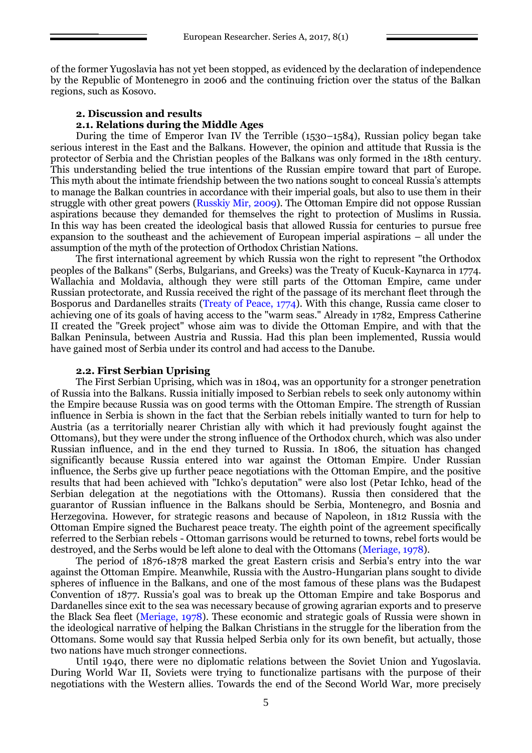of the former Yugoslavia has not yet been stopped, as evidenced by the declaration of independence by the Republic of Montenegro in 2006 and the continuing friction over the status of the Balkan regions, such as Kosovo.

## 2. Discussion and results

### 2.1. Relations during the Middle Ages

During the time of Emperor Ivan IV the Terrible (1530–1584), Russian policy began take serious interest in the East and the Balkans. However, the opinion and attitude that Russia is the protector of Serbia and the Christian peoples of the Balkans was only formed in the 18th century. This understanding belied the true intentions of the Russian empire toward that part of Europe. This myth about the intimate friendship between the two nations sought to conceal Russia's attempts to manage the Balkan countries in accordance with their imperial goals, but also to use them in their struggle with other great powers (Russkiy Mir, 2009). The Ottoman Empire did not oppose Russian aspirations because they demanded for themselves the right to protection of Muslims in Russia. In this way has been created the ideological basis that allowed Russia for centuries to pursue free expansion to the southeast and the achievement of European imperial aspirations – all under the assumption of the myth of the protection of Orthodox Christian Nations.

The first international agreement by which Russia won the right to represent "the Orthodox peoples of the Balkans" (Serbs, Bulgarians, and Greeks) was the Treaty of Kucuk-Kaynarca in 1774. Wallachia and Moldavia, although they were still parts of the Ottoman Empire, came under Russian protectorate, and Russia received the right of the passage of its merchant fleet through the Bosporus and Dardanelles straits (Treaty of Peace, 1774). With this change, Russia came closer to achieving one of its goals of having access to the "warm seas." Already in 1782, Empress Catherine II created the "Greek project" whose aim was to divide the Ottoman Empire, and with that the Balkan Peninsula, between Austria and Russia. Had this plan been implemented, Russia would have gained most of Serbia under its control and had access to the Danube.

### 2.2. First Serbian Uprising

The First Serbian Uprising, which was in 1804, was an opportunity for a stronger penetration of Russia into the Balkans. Russia initially imposed to Serbian rebels to seek only autonomy within the Empire because Russia was on good terms with the Ottoman Empire. The strength of Russian influence in Serbia is shown in the fact that the Serbian rebels initially wanted to turn for help to Austria (as a territorially nearer Christian ally with which it had previously fought against the Ottomans), but they were under the strong influence of the Orthodox church, which was also under Russian influence, and in the end they turned to Russia. In 1806, the situation has changed significantly because Russia entered into war against the Ottoman Empire. Under Russian influence, the Serbs give up further peace negotiations with the Ottoman Empire, and the positive results that had been achieved with "Ichko's deputation" were also lost (Petar Ichko, head of the Serbian delegation at the negotiations with the Ottomans). Russia then considered that the guarantor of Russian influence in the Balkans should be Serbia, Montenegro, and Bosnia and Herzegovina. However, for strategic reasons and because of Napoleon, in 1812 Russia with the Ottoman Empire signed the Bucharest peace treaty. The eighth point of the agreement specifically referred to the Serbian rebels - Ottoman garrisons would be returned to towns, rebel forts would be destroyed, and the Serbs would be left alone to deal with the Ottomans (Meriage, 1978).

The period of 1876-1878 marked the great Eastern crisis and Serbia's entry into the war against the Ottoman Empire. Meanwhile, Russia with the Austro-Hungarian plans sought to divide spheres of influence in the Balkans, and one of the most famous of these plans was the Budapest Convention of 1877. Russia's goal was to break up the Ottoman Empire and take Bosporus and Dardanelles since exit to the sea was necessary because of growing agrarian exports and to preserve the Black Sea fleet (Meriage, 1978). These economic and strategic goals of Russia were shown in the ideological narrative of helping the Balkan Christians in the struggle for the liberation from the Ottomans. Some would say that Russia helped Serbia only for its own benefit, but actually, those two nations have much stronger connections.

Until 1940, there were no diplomatic relations between the Soviet Union and Yugoslavia. During World War II, Soviets were trying to functionalize partisans with the purpose of their negotiations with the Western allies. Towards the end of the Second World War, more precisely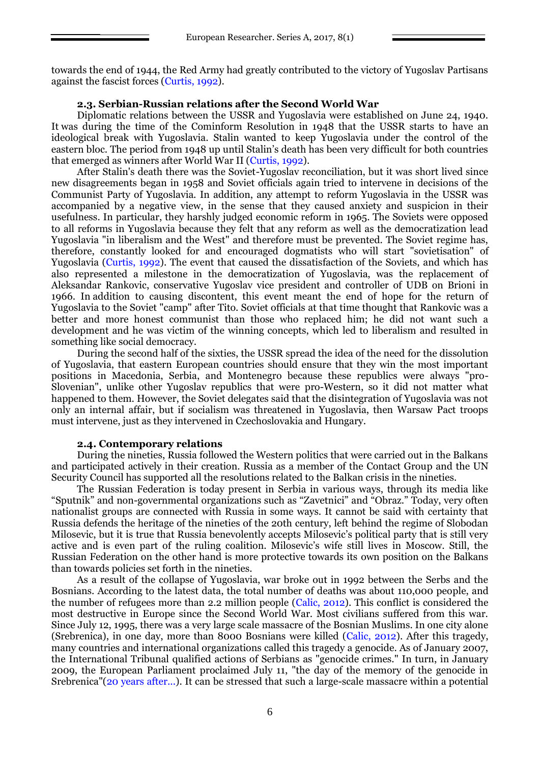towards the end of 1944, the Red Army had greatly contributed to the victory of Yugoslav Partisans against the fascist forces (Curtis, 1992).

### 2.3. Serbian-Russian relations after the Second World War

Diplomatic relations between the USSR and Yugoslavia were established on June 24, 1940. It was during the time of the Cominform Resolution in 1948 that the USSR starts to have an ideological break with Yugoslavia. Stalin wanted to keep Yugoslavia under the control of the eastern bloc. The period from 1948 up until Stalin's death has been very difficult for both countries that emerged as winners after World War II (Curtis, 1992).

After Stalin's death there was the Soviet-Yugoslav reconciliation, but it was short lived since new disagreements began in 1958 and Soviet officials again tried to intervene in decisions of the Communist Party of Yugoslavia. In addition, any attempt to reform Yugoslavia in the USSR was accompanied by a negative view, in the sense that they caused anxiety and suspicion in their usefulness. In particular, they harshly judged economic reform in 1965. The Soviets were opposed to all reforms in Yugoslavia because they felt that any reform as well as the democratization lead Yugoslavia "in liberalism and the West" and therefore must be prevented. The Soviet regime has, therefore, constantly looked for and encouraged dogmatists who will start "sovietisation" of Yugoslavia (Curtis, 1992). The event that caused the dissatisfaction of the Soviets, and which has also represented a milestone in the democratization of Yugoslavia, was the replacement of Aleksandar Rankovic, conservative Yugoslav vice president and controller of UDB on Brioni in 1966. In addition to causing discontent, this event meant the end of hope for the return of Yugoslavia to the Soviet "camp" after Tito. Soviet officials at that time thought that Rankovic was a better and more honest communist than those who replaced him; he did not want such a development and he was victim of the winning concepts, which led to liberalism and resulted in something like social democracy.

During the second half of the sixties, the USSR spread the idea of the need for the dissolution of Yugoslavia, that eastern European countries should ensure that they win the most important positions in Macedonia, Serbia, and Montenegro because these republics were always "pro-Slovenian", unlike other Yugoslav republics that were pro-Western, so it did not matter what happened to them. However, the Soviet delegates said that the disintegration of Yugoslavia was not only an internal affair, but if socialism was threatened in Yugoslavia, then Warsaw Pact troops must intervene, just as they intervened in Czechoslovakia and Hungary.

### 2.4. Contemporary relations

During the nineties, Russia followed the Western politics that were carried out in the Balkans and participated actively in their creation. Russia as a member of the Contact Group and the UN Security Council has supported all the resolutions related to the Balkan crisis in the nineties.

The Russian Federation is today present in Serbia in various ways, through its media like "Sputnik" and non-governmental organizations such as "Zavetnici" and "Obraz." Today, very often nationalist groups are connected with Russia in some ways. It cannot be said with certainty that Russia defends the heritage of the nineties of the 20th century, left behind the regime of Slobodan Milosevic, but it is true that Russia benevolently accepts Milosevic's political party that is still very active and is even part of the ruling coalition. Milosevic's wife still lives in Moscow. Still, the Russian Federation on the other hand is more protective towards its own position on the Balkans than towards policies set forth in the nineties.

As a result of the collapse of Yugoslavia, war broke out in 1992 between the Serbs and the Bosnians. According to the latest data, the total number of deaths was about 110,000 people, and the number of refugees more than 2.2 million people (Calic, 2012). This conflict is considered the most destructive in Europe since the Second War. Most civilians suffered from this war. Since July 12, 1995, there was a very large scale massacre of the Bosnian Muslims. In one city alone (Srebrenica), in one day, more than 8000 Bosnians were killed (Calic, 2012). After this tragedy, many countries and international organizations called this tragedy a genocide. As of January 2007, the International Tribunal qualified actions of Serbians as "genocide crimes." In turn, in January 2009, the European Parliament proclaimed July 11, "the day of the memory of the genocide in Srebrenica"(20 years after...). It can be stressed that such a large-scale massacre within a potential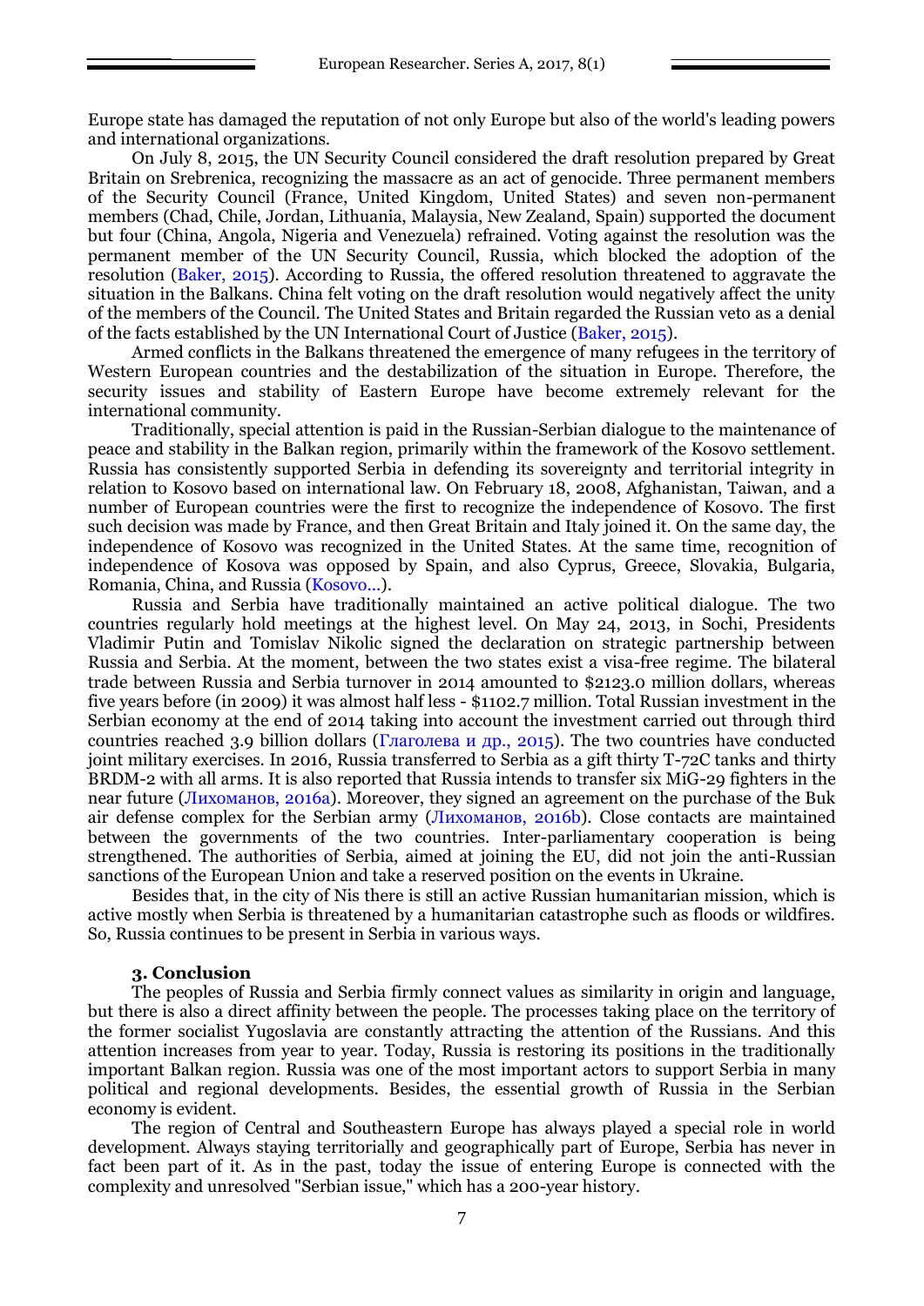Europe state has damaged the reputation of not only Europe but also of the world's leading powers and international organizations.

On July 8, 2015, the UN Security Council considered the draft resolution prepared by Great Britain on Srebrenica, recognizing the massacre as an act of genocide. Three permanent members of the Security Council (France, United Kingdom, United States) and seven non-permanent members (Chad, Chile, Jordan, Lithuania, Malaysia, New Zealand, Spain) supported the document but four (China, Angola, Nigeria and Venezuela) refrained. Voting against the resolution was the permanent member of the UN Security Council, Russia, which blocked the adoption of the resolution (Baker, 2015). According to Russia, the offered resolution threatened to aggravate the situation in the Balkans. China felt voting on the draft resolution would negatively affect the unity of the members of the Council. The United States and Britain regarded the Russian veto as a denial of the facts established by the UN International Court of Justice (Baker, 2015).

Armed conflicts in the Balkans threatened the emergence of many refugees in the territory of Western European countries and the destabilization of the situation in Europe. Therefore, the security issues and stability of Eastern Europe have become extremely relevant for the international community.

Traditionally, special attention is paid in the Russian-Serbian dialogue to the maintenance of peace and stability in the Balkan region, primarily within the framework of the Kosovo settlement. Russia has consistently supported Serbia in defending its sovereignty and territorial integrity in relation to Kosovo based on international law. On February 18, 2008, Afghanistan, Taiwan, and a number of European countries were the first to recognize the independence of Kosovo. The first such decision was made by France, and then Great Britain and Italy joined it. On the same day, the independence of Kosovo was recognized in the United States. At the same time, recognition of independence of Kosova was opposed by Spain, and also Cyprus, Greece, Slovakia, Bulgaria, Romania, China, and Russia (Kosovo...).

Russia and Serbia have traditionally maintained an active political dialogue. The two countries regularly hold meetings at the highest level. On May 24, 2013, in Sochi, Presidents Vladimir Putin and Tomislav Nikolic signed the declaration on strategic partnership between Russia and Serbia. At the moment, between the two states exist a visa-free regime. The bilateral trade between Russia and Serbia turnover in 2014 amounted to $2123.0 million dollars, whereas five years before (in 2009) it was almost half less - $1102.7 million. Total Russian investment in the Serbian economy at the end of 2014 taking into account the investment carried out through third countries reached 3.9 billion dollars (Глаголева и др., 2015). The two countries have conducted joint military exercises. In 2016, Russia transferred to Serbia as a gift thirty T-72C tanks and thirty BRDM-2 with all arms. It is also reported that Russia intends to transfer six MiG-29 fighters in the near future (Лихоманов, 2016a). Moreover, they signed an agreement on the purchase of the Buk air defense complex for the Serbian army (Лихоманов, 2016b). Close contacts are maintained between the governments of the two countries. Inter-parliamentary cooperation is being strengthened. The authorities of Serbia, aimed at joining the EU, did not join the anti-Russian sanctions of the European Union and take a reserved position on the events in Ukraine.

Besides that, in the city of Nis there is still an active Russian humanitarian mission, which is active mostly when Serbia is threatened by a humanitarian catastrophe such as floods or wildfires. So, Russia continues to be present in Serbia in various ways.

### 3. Conclusion

The peoples of Russia and Serbia firmly connect values as similarity in origin and language, but there is also a direct affinity between the people. The processes taking place on the territory of the former socialist Yugoslavia are constantly attracting the attention of the Russians. And this attention increases from year to year. Today, Russia is restoring its positions in the traditionally important Balkan region. Russia was one of the most important actors to support Serbia in many political and regional developments. Besides, the essential growth of Russia in the Serbian economy is evident.

The region of Central and Southeastern Europe has always played a special role in world development. Always staying territorially and geographically part of Europe, Serbia has never in fact been part of it. As in the past, today the issue of entering Europe is connected with the complexity and unresolved "Serbian issue," which has a 200-year history.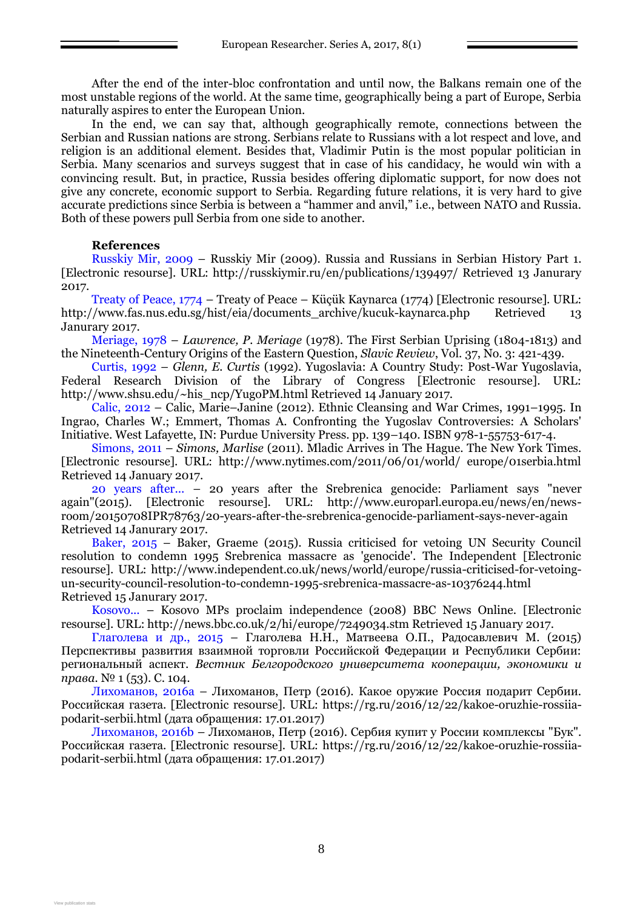After the end of the inter-bloc confrontation and until now, the Balkans remain one of the most unstable regions of the world. At the same time, geographically being a part of Europe, Serbia naturally aspires to enter the European Union.

In the end, we can say that, although geographically remote, connections between the Serbian and Russian nations are strong. Serbians relate to Russians with a lot respect and love, and religion is an additional element. Besides that, Vladimir Putin is the most popular politician in Serbia. Many scenarios and surveys suggest that in case of his candidacy, he would win with a convincing result. But, in practice, Russia besides offering diplomatic support, for now does not give any concrete, economic support to Serbia. Regarding future relations, it is very hard to give accurate predictions since Serbia is between a "hammer and anvil," i.e., between NATO and Russia. Both of these powers pull Serbia from one side to another.

**References**

Russkiy Mir, 2009 – Russkiy Mir (2009). Russia and Russians in Serbian History Part 1. [Electronic resourse]. URL: http://russkiymir.ru/en/publications/139497/ Retrieved 13 Janurary 2017.

Treaty of Peace, 1774 – Treaty of Peace – Küçük Kaynarca (1774) [Electronic resourse]. URL: http://www.fas.nus.edu.sg/hist/eia/documents_archive/kucuk-kaynarca.php Retrieved 13 Janurary 2017.

Meriage, 1978 – *Lawrence, P. Meriage* (1978). The First Serbian Uprising (1804-1813) and the Nineteenth-Century Origins of the Eastern Question, *Slavic Review*, Vol. 37, No. 3: 421-439.

Curtis, 1992 – *Glenn, E. Curtis* (1992). Yugoslavia: A Country Study: Post-War Yugoslavia, Federal Research Division of the Library of Congress [Electronic resourse]. URL: http://www.shsu.edu/~his_ncp/YugoPM.html Retrieved 14 January 2017.

Calic, 2012 – Calic, Marie–Janine (2012). Ethnic Cleansing and War Crimes, 1991–1995. In Ingrao, Charles W.; Emmert, Thomas A. Confronting the Yugoslav Controversies: A Scholars' Initiative. West Lafayette, IN: Purdue University Press. pp. 139–140. ISBN 978-1-55753-617-4.

Simons, 2011 – *Simons, Marlise* (2011). Mladic Arrives in The Hague. The New York Times. [Electronic resourse]. URL: http://www.nytimes.com/2011/06/01/world/ europe/01serbia.html Retrieved 14 January 2017.

20 years after... – 20 years after the Srebrenica genocide: Parliament says "never again"(2015). [Electronic resourse]. URL: http://www.europarl.europa.eu/news/en/news-room/20150708IPR78763/20-years-after-the-srebrenica-genocide-parliament-says-never-again Retrieved 14 Janurary 2017.

Baker, 2015 – Baker, Graeme (2015). Russia criticised for vetoing UN Security Council resolution to condemn 1995 Srebrenica massacre as 'genocide'. The Independent [Electronic resourse]. URL: http://www.independent.co.uk/news/world/europe/russia-criticised-for-vetoing-un-security-council-resolution-to-condemn-1995-srebrenica-massacre-as-10376244.html Retrieved 15 Janurary 2017.

Kosovo... – Kosovo MPs proclaim independence (2008) BBC News Online. [Electronic resourse]. URL: http://news.bbc.co.uk/2/hi/europe/7249034.stm Retrieved 15 January 2017.

Глаголева и др., 2015 – Глаголева Н.Н., Матвеева О.П., Радосавлевич М. (2015) Перспективы развития взаимной торговли Российской Федерации и Республики Сербии: региональный аспект. *Вестник Белгородского университета кооперации, экономики и права*. № 1 (53). С. 104.

Лихоманов, 2016a – Лихоманов, Петр (2016). Какое оружие Россия подарит Сербии. Российская газета. [Electronic resourse]. URL: https://rg.ru/2016/12/22/kakoe-oruzhie-rossiia-podarit-serbii.html (дата обращения: 17.01.2017)

Лихоманов, 2016b – Лихоманов, Петр (2016). Сербия купит у России комплексы "Бук". Российская газета. [Electronic resourse]. URL: https://rg.ru/2016/12/22/kakoe-oruzhie-rossiia-podarit-serbii.html (дата обращения: 17.01.2017)